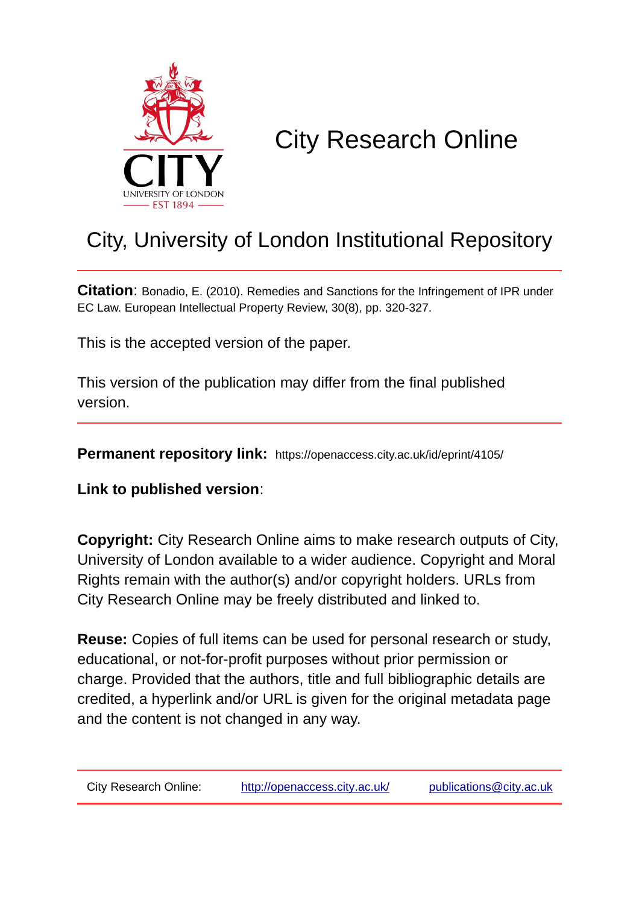CITY
UNIVERSITY OF LONDON
EST 1894

# City Research Online

## City, University of London Institutional Repository

**Citation**: Bonadio, E. (2010). Remedies and Sanctions for the Infringement of IPR under EC Law. European Intellectual Property Review, 30(8), pp. 320-327.

This is the accepted version of the paper.

This version of the publication may differ from the final published version.

**Permanent repository link:** https://openaccess.city.ac.uk/id/eprint/4105/

**Link to published version**:

**Copyright:** City Research Online aims to make research outputs of City, University of London available to a wider audience. Copyright and Moral Rights remain with the author(s) and/or copyright holders. URLs from City Research Online may be freely distributed and linked to.

**Reuse:** Copies of full items can be used for personal research or study, educational, or not-for-profit purposes without prior permission or charge. Provided that the authors, title and full bibliographic details are credited, a hyperlink and/or URL is given for the original metadata page and the content is not changed in any way.

City Research Online: http://openaccess.city.ac.uk/ publications@city.ac.uk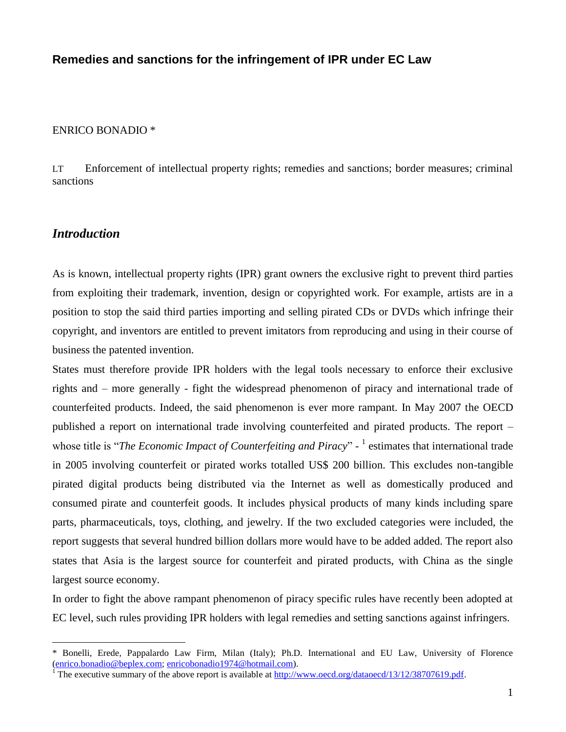**Remedies and sanctions for the infringement of IPR under EC Law**

ENRICO BONADIO *

LT Enforcement of intellectual property rights; remedies and sanctions; border measures; criminal sanctions

## *Introduction*

As is known, intellectual property rights (IPR) grant owners the exclusive right to prevent third parties from exploiting their trademark, invention, design or copyrighted work. For example, artists are in a position to stop the said third parties importing and selling pirated CDs or DVDs which infringe their copyright, and inventors are entitled to prevent imitators from reproducing and using in their course of business the patented invention.

States must therefore provide IPR holders with the legal tools necessary to enforce their exclusive rights and – more generally - fight the widespread phenomenon of piracy and international trade of counterfeited products. Indeed, the said phenomenon is ever more rampant. In May 2007 the OECD published a report on international trade involving counterfeited and pirated products. The report – whose title is "*The Economic Impact of Counterfeiting and Piracy*" - [1] estimates that international trade in 2005 involving counterfeit or pirated works totalled US$ 200 billion. This excludes non-tangible pirated digital products being distributed via the Internet as well as domestically produced and consumed pirate and counterfeit goods. It includes physical products of many kinds including spare parts, pharmaceuticals, toys, clothing, and jewelry. If the two excluded categories were included, the report suggests that several hundred billion dollars more would have to be added added. The report also states that Asia is the largest source for counterfeit and pirated products, with China as the single largest source economy.

In order to fight the above rampant phenomenon of piracy specific rules have recently been adopted at EC level, such rules providing IPR holders with legal remedies and setting sanctions against infringers.

---

* Bonelli, Erede, Pappalardo Law Firm, Milan (Italy); Ph.D. International and EU Law, University of Florence (enrico.bonadio@beplex.com; enricobonadio1974@hotmail.com).

[1] The executive summary of the above report is available at http://www.oecd.org/dataoecd/13/12/38707619.pdf.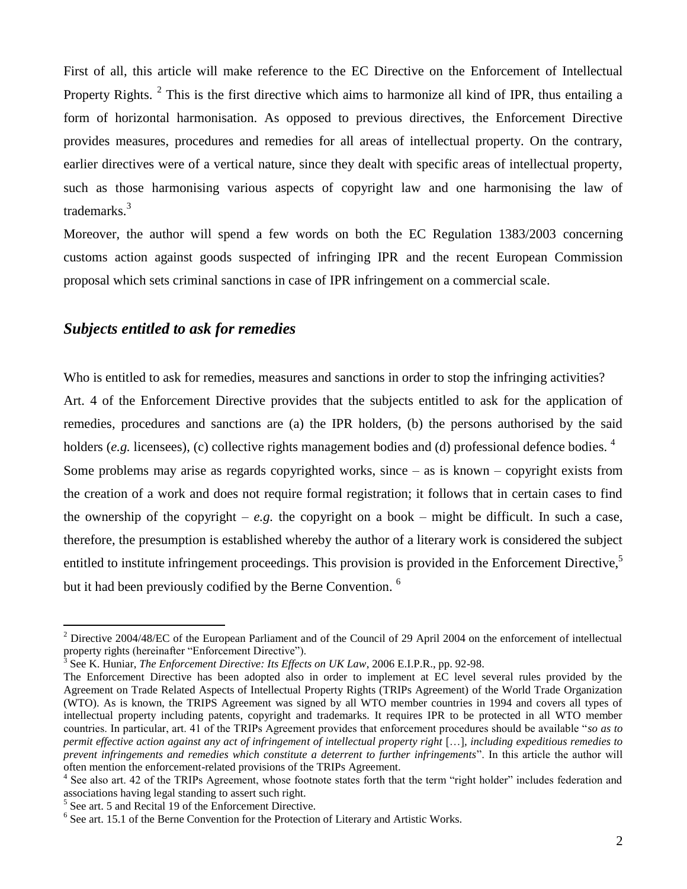First of all, this article will make reference to the EC Directive on the Enforcement of Intellectual Property Rights. [2] This is the first directive which aims to harmonize all kind of IPR, thus entailing a form of horizontal harmonisation. As opposed to previous directives, the Enforcement Directive provides measures, procedures and remedies for all areas of intellectual property. On the contrary, earlier directives were of a vertical nature, since they dealt with specific areas of intellectual property, such as those harmonising various aspects of copyright law and one harmonising the law of trademarks.[3]

Moreover, the author will spend a few words on both the EC Regulation 1383/2003 concerning customs action against goods suspected of infringing IPR and the recent European Commission proposal which sets criminal sanctions in case of IPR infringement on a commercial scale.

## *Subjects entitled to ask for remedies*

Who is entitled to ask for remedies, measures and sanctions in order to stop the infringing activities?

Art. 4 of the Enforcement Directive provides that the subjects entitled to ask for the application of remedies, procedures and sanctions are (a) the IPR holders, (b) the persons authorised by the said holders (*e.g.* licensees), (c) collective rights management bodies and (d) professional defence bodies. [4]

Some problems may arise as regards copyrighted works, since – as is known – copyright exists from the creation of a work and does not require formal registration; it follows that in certain cases to find the ownership of the copyright – *e.g.* the copyright on a book – might be difficult. In such a case, therefore, the presumption is established whereby the author of a literary work is considered the subject entitled to institute infringement proceedings. This provision is provided in the Enforcement Directive,[5] but it had been previously codified by the Berne Convention. [6]

---

[2] Directive 2004/48/EC of the European Parliament and of the Council of 29 April 2004 on the enforcement of intellectual property rights (hereinafter "Enforcement Directive").

[3] See K. Huniar, *The Enforcement Directive: Its Effects on UK Law*, 2006 E.I.P.R., pp. 92-98.

The Enforcement Directive has been adopted also in order to implement at EC level several rules provided by the Agreement on Trade Related Aspects of Intellectual Property Rights (TRIPs Agreement) of the World Trade Organization (WTO). As is known, the TRIPS Agreement was signed by all WTO member countries in 1994 and covers all types of intellectual property including patents, copyright and trademarks. It requires IPR to be protected in all WTO member countries. In particular, art. 41 of the TRIPs Agreement provides that enforcement procedures should be available "*so as to permit effective action against any act of infringement of intellectual property right* […], *including expeditious remedies to prevent infringements and remedies which constitute a deterrent to further infringements*". In this article the author will often mention the enforcement-related provisions of the TRIPs Agreement.

[4] See also art. 42 of the TRIPs Agreement, whose footnote states forth that the term "right holder" includes federation and associations having legal standing to assert such right.

[5] See art. 5 and Recital 19 of the Enforcement Directive.

[6] See art. 15.1 of the Berne Convention for the Protection of Literary and Artistic Works.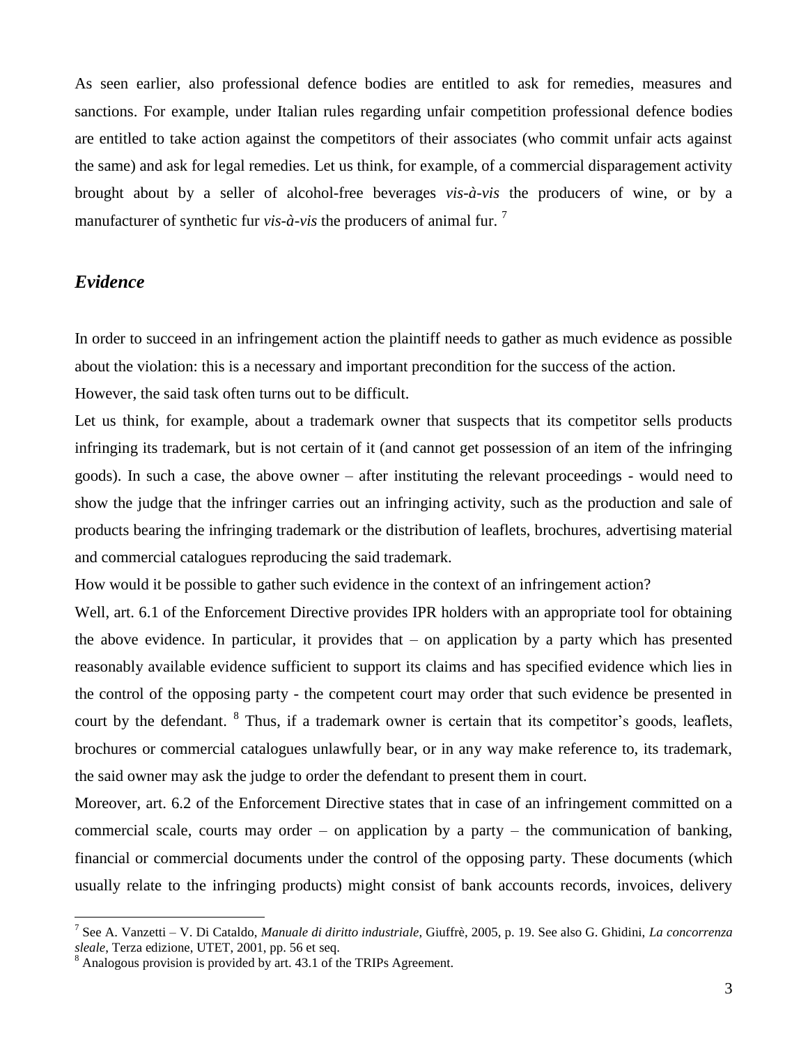As seen earlier, also professional defence bodies are entitled to ask for remedies, measures and sanctions. For example, under Italian rules regarding unfair competition professional defence bodies are entitled to take action against the competitors of their associates (who commit unfair acts against the same) and ask for legal remedies. Let us think, for example, of a commercial disparagement activity brought about by a seller of alcohol-free beverages *vis-à-vis* the producers of wine, or by a manufacturer of synthetic fur *vis-à-vis* the producers of animal fur. [7]

## *Evidence*

In order to succeed in an infringement action the plaintiff needs to gather as much evidence as possible about the violation: this is a necessary and important precondition for the success of the action.

However, the said task often turns out to be difficult.

Let us think, for example, about a trademark owner that suspects that its competitor sells products infringing its trademark, but is not certain of it (and cannot get possession of an item of the infringing goods). In such a case, the above owner – after instituting the relevant proceedings - would need to show the judge that the infringer carries out an infringing activity, such as the production and sale of products bearing the infringing trademark or the distribution of leaflets, brochures, advertising material and commercial catalogues reproducing the said trademark.

How would it be possible to gather such evidence in the context of an infringement action?

Well, art. 6.1 of the Enforcement Directive provides IPR holders with an appropriate tool for obtaining the above evidence. In particular, it provides that – on application by a party which has presented reasonably available evidence sufficient to support its claims and has specified evidence which lies in the control of the opposing party - the competent court may order that such evidence be presented in court by the defendant. [8] Thus, if a trademark owner is certain that its competitor's goods, leaflets, brochures or commercial catalogues unlawfully bear, or in any way make reference to, its trademark, the said owner may ask the judge to order the defendant to present them in court.

Moreover, art. 6.2 of the Enforcement Directive states that in case of an infringement committed on a commercial scale, courts may order – on application by a party – the communication of banking, financial or commercial documents under the control of the opposing party. These documents (which usually relate to the infringing products) might consist of bank accounts records, invoices, delivery

---

[7] See A. Vanzetti – V. Di Cataldo, *Manuale di diritto industriale*, Giuffrè, 2005, p. 19. See also G. Ghidini, *La concorrenza sleale*, Terza edizione, UTET, 2001, pp. 56 et seq.

[8] Analogous provision is provided by art. 43.1 of the TRIPs Agreement.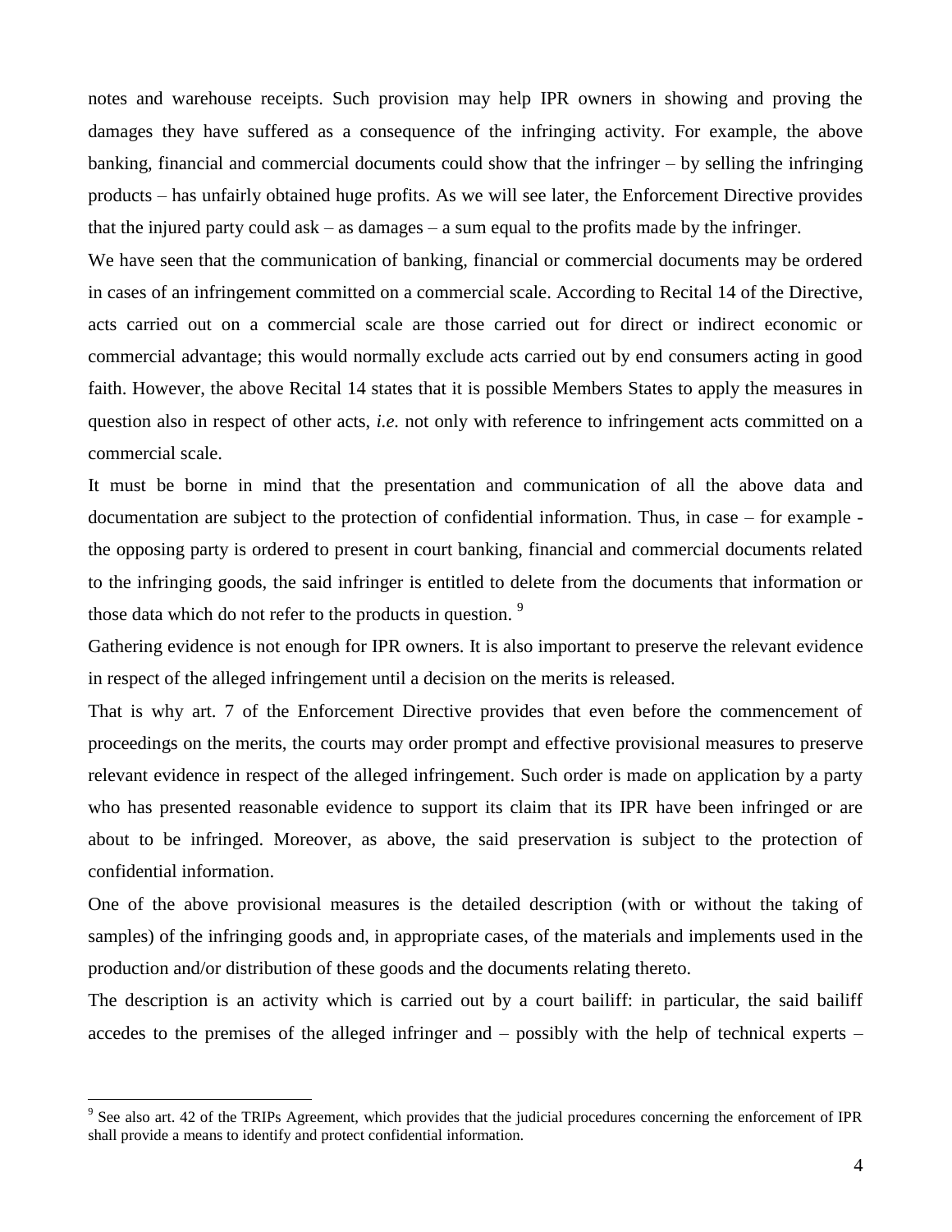notes and warehouse receipts. Such provision may help IPR owners in showing and proving the damages they have suffered as a consequence of the infringing activity. For example, the above banking, financial and commercial documents could show that the infringer – by selling the infringing products – has unfairly obtained huge profits. As we will see later, the Enforcement Directive provides that the injured party could ask – as damages – a sum equal to the profits made by the infringer.

We have seen that the communication of banking, financial or commercial documents may be ordered in cases of an infringement committed on a commercial scale. According to Recital 14 of the Directive, acts carried out on a commercial scale are those carried out for direct or indirect economic or commercial advantage; this would normally exclude acts carried out by end consumers acting in good faith. However, the above Recital 14 states that it is possible Members States to apply the measures in question also in respect of other acts, *i.e.* not only with reference to infringement acts committed on a commercial scale.

It must be borne in mind that the presentation and communication of all the above data and documentation are subject to the protection of confidential information. Thus, in case – for example - the opposing party is ordered to present in court banking, financial and commercial documents related to the infringing goods, the said infringer is entitled to delete from the documents that information or those data which do not refer to the products in question. [9]

Gathering evidence is not enough for IPR owners. It is also important to preserve the relevant evidence in respect of the alleged infringement until a decision on the merits is released.

That is why art. 7 of the Enforcement Directive provides that even before the commencement of proceedings on the merits, the courts may order prompt and effective provisional measures to preserve relevant evidence in respect of the alleged infringement. Such order is made on application by a party who has presented reasonable evidence to support its claim that its IPR have been infringed or are about to be infringed. Moreover, as above, the said preservation is subject to the protection of confidential information.

One of the above provisional measures is the detailed description (with or without the taking of samples) of the infringing goods and, in appropriate cases, of the materials and implements used in the production and/or distribution of these goods and the documents relating thereto.

The description is an activity which is carried out by a court bailiff: in particular, the said bailiff accedes to the premises of the alleged infringer and – possibly with the help of technical experts –

[9] See also art. 42 of the TRIPs Agreement, which provides that the judicial procedures concerning the enforcement of IPR shall provide a means to identify and protect confidential information.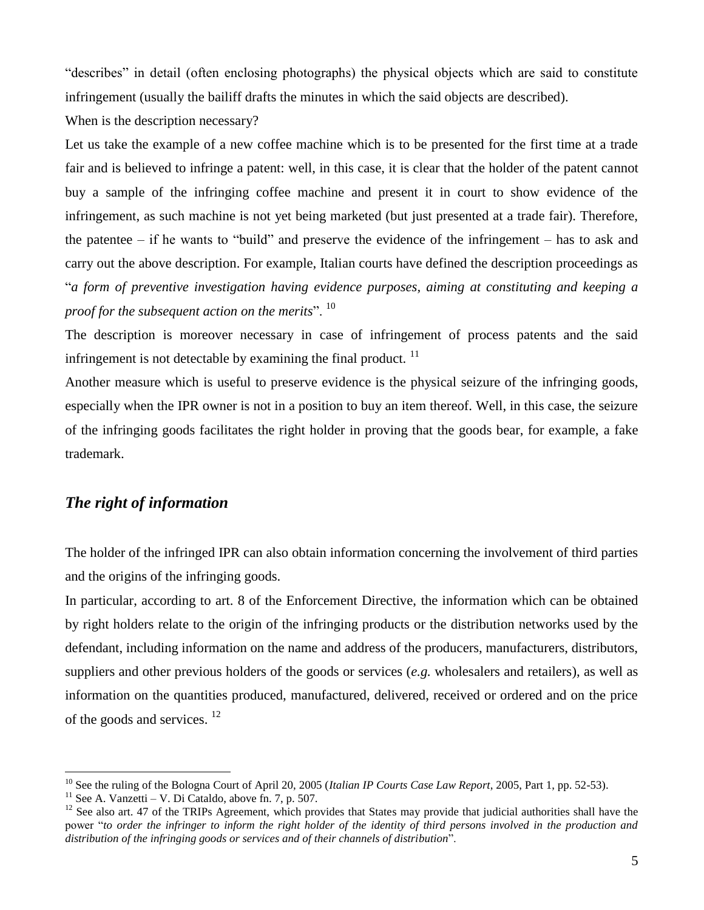"describes" in detail (often enclosing photographs) the physical objects which are said to constitute infringement (usually the bailiff drafts the minutes in which the said objects are described).

When is the description necessary?

Let us take the example of a new coffee machine which is to be presented for the first time at a trade fair and is believed to infringe a patent: well, in this case, it is clear that the holder of the patent cannot buy a sample of the infringing coffee machine and present it in court to show evidence of the infringement, as such machine is not yet being marketed (but just presented at a trade fair). Therefore, the patentee – if he wants to "build" and preserve the evidence of the infringement – has to ask and carry out the above description. For example, Italian courts have defined the description proceedings as "*a form of preventive investigation having evidence purposes, aiming at constituting and keeping a proof for the subsequent action on the merits*". [10]

The description is moreover necessary in case of infringement of process patents and the said infringement is not detectable by examining the final product. [11]

Another measure which is useful to preserve evidence is the physical seizure of the infringing goods, especially when the IPR owner is not in a position to buy an item thereof. Well, in this case, the seizure of the infringing goods facilitates the right holder in proving that the goods bear, for example, a fake trademark.

## *The right of information*

The holder of the infringed IPR can also obtain information concerning the involvement of third parties and the origins of the infringing goods.

In particular, according to art. 8 of the Enforcement Directive, the information which can be obtained by right holders relate to the origin of the infringing products or the distribution networks used by the defendant, including information on the name and address of the producers, manufacturers, distributors, suppliers and other previous holders of the goods or services (*e.g.* wholesalers and retailers), as well as information on the quantities produced, manufactured, delivered, received or ordered and on the price of the goods and services. [12]

---

[10] See the ruling of the Bologna Court of April 20, 2005 (*Italian IP Courts Case Law Report*, 2005, Part 1, pp. 52-53).

[11] See A. Vanzetti – V. Di Cataldo, above fn. 7, p. 507.

[12] See also art. 47 of the TRIPs Agreement, which provides that States may provide that judicial authorities shall have the power "*to order the infringer to inform the right holder of the identity of third persons involved in the production and distribution of the infringing goods or services and of their channels of distribution*".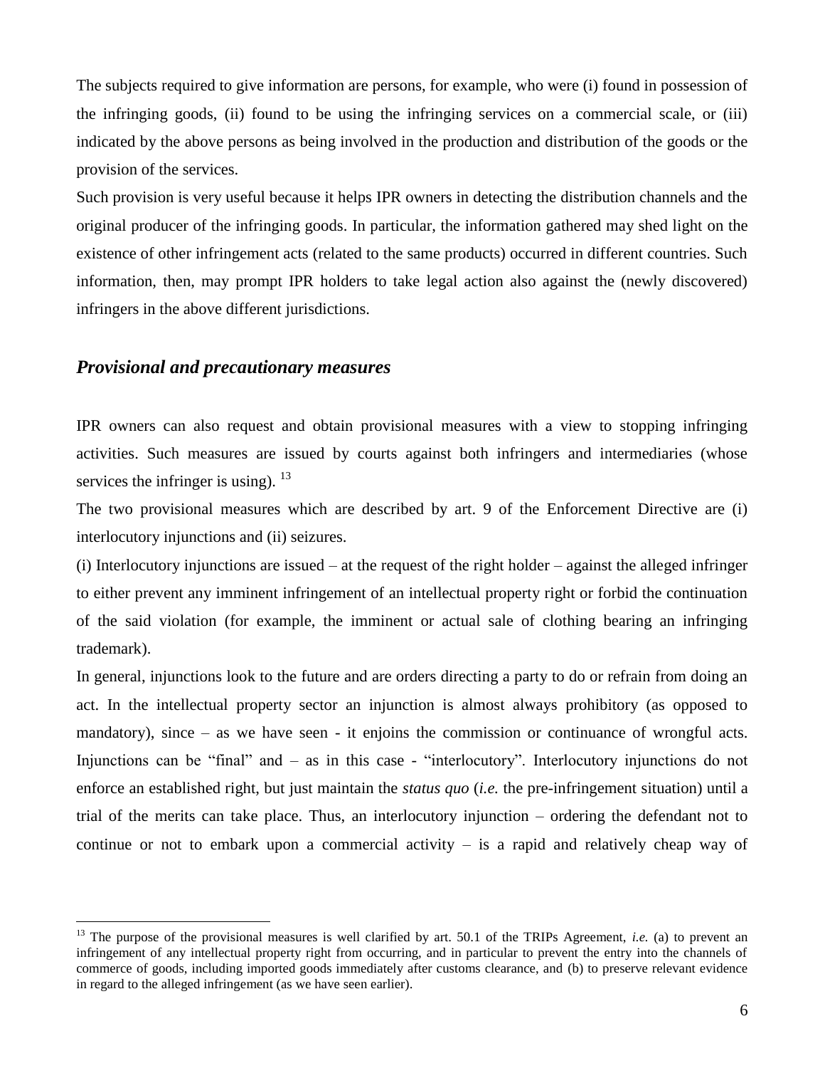The subjects required to give information are persons, for example, who were (i) found in possession of the infringing goods, (ii) found to be using the infringing services on a commercial scale, or (iii) indicated by the above persons as being involved in the production and distribution of the goods or the provision of the services.

Such provision is very useful because it helps IPR owners in detecting the distribution channels and the original producer of the infringing goods. In particular, the information gathered may shed light on the existence of other infringement acts (related to the same products) occurred in different countries. Such information, then, may prompt IPR holders to take legal action also against the (newly discovered) infringers in the above different jurisdictions.

## *Provisional and precautionary measures*

IPR owners can also request and obtain provisional measures with a view to stopping infringing activities. Such measures are issued by courts against both infringers and intermediaries (whose services the infringer is using). [13]

The two provisional measures which are described by art. 9 of the Enforcement Directive are (i) interlocutory injunctions and (ii) seizures.

(i) Interlocutory injunctions are issued – at the request of the right holder – against the alleged infringer to either prevent any imminent infringement of an intellectual property right or forbid the continuation of the said violation (for example, the imminent or actual sale of clothing bearing an infringing trademark).

In general, injunctions look to the future and are orders directing a party to do or refrain from doing an act. In the intellectual property sector an injunction is almost always prohibitory (as opposed to mandatory), since – as we have seen - it enjoins the commission or continuance of wrongful acts. Injunctions can be "final" and – as in this case - "interlocutory". Interlocutory injunctions do not enforce an established right, but just maintain the *status quo* (*i.e.* the pre-infringement situation) until a trial of the merits can take place. Thus, an interlocutory injunction – ordering the defendant not to continue or not to embark upon a commercial activity – is a rapid and relatively cheap way of

---

[13] The purpose of the provisional measures is well clarified by art. 50.1 of the TRIPs Agreement, *i.e.* (a) to prevent an infringement of any intellectual property right from occurring, and in particular to prevent the entry into the channels of commerce of goods, including imported goods immediately after customs clearance, and (b) to preserve relevant evidence in regard to the alleged infringement (as we have seen earlier).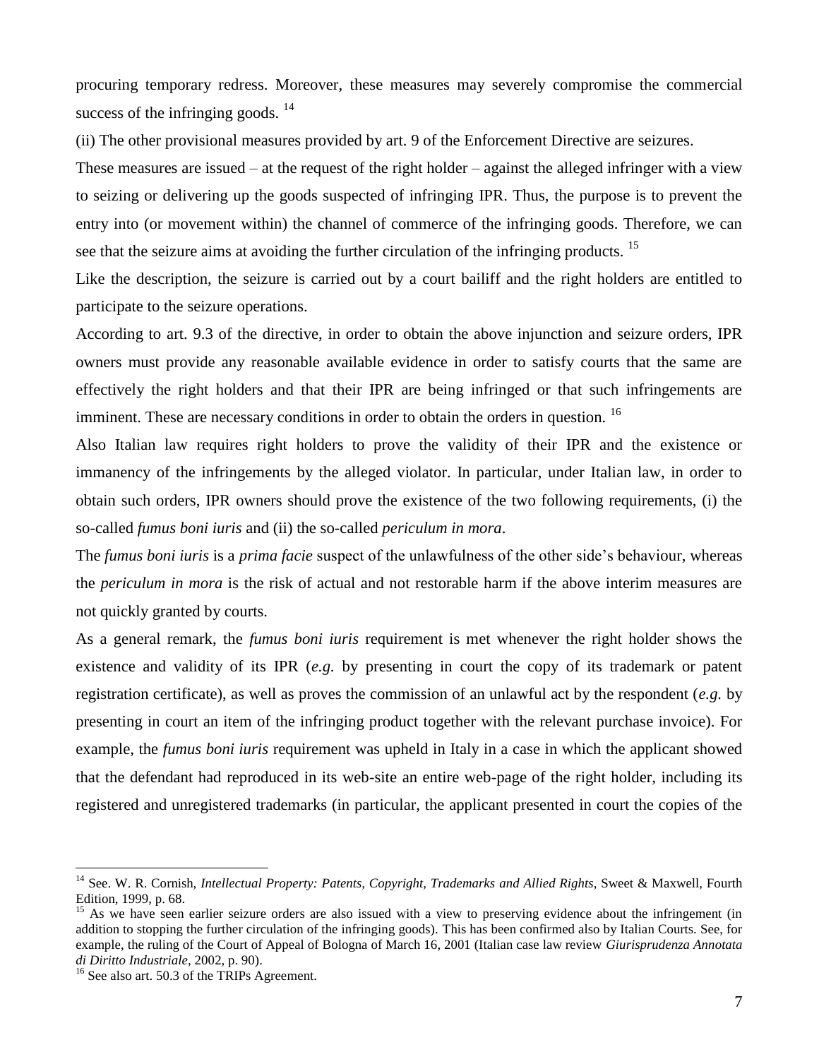procuring temporary redress. Moreover, these measures may severely compromise the commercial success of the infringing goods. [14]

(ii) The other provisional measures provided by art. 9 of the Enforcement Directive are seizures.

These measures are issued – at the request of the right holder – against the alleged infringer with a view to seizing or delivering up the goods suspected of infringing IPR. Thus, the purpose is to prevent the entry into (or movement within) the channel of commerce of the infringing goods. Therefore, we can see that the seizure aims at avoiding the further circulation of the infringing products. [15]

Like the description, the seizure is carried out by a court bailiff and the right holders are entitled to participate to the seizure operations.

According to art. 9.3 of the directive, in order to obtain the above injunction and seizure orders, IPR owners must provide any reasonable available evidence in order to satisfy courts that the same are effectively the right holders and that their IPR are being infringed or that such infringements are imminent. These are necessary conditions in order to obtain the orders in question. [16]

Also Italian law requires right holders to prove the validity of their IPR and the existence or immanency of the infringements by the alleged violator. In particular, under Italian law, in order to obtain such orders, IPR owners should prove the existence of the two following requirements, (i) the so-called *fumus boni iuris* and (ii) the so-called *periculum in mora*.

The *fumus boni iuris* is a *prima facie* suspect of the unlawfulness of the other side's behaviour, whereas the *periculum in mora* is the risk of actual and not restorable harm if the above interim measures are not quickly granted by courts.

As a general remark, the *fumus boni iuris* requirement is met whenever the right holder shows the existence and validity of its IPR (*e.g.* by presenting in court the copy of its trademark or patent registration certificate), as well as proves the commission of an unlawful act by the respondent (*e.g.* by presenting in court an item of the infringing product together with the relevant purchase invoice). For example, the *fumus boni iuris* requirement was upheld in Italy in a case in which the applicant showed that the defendant had reproduced in its web-site an entire web-page of the right holder, including its registered and unregistered trademarks (in particular, the applicant presented in court the copies of the

---

[14] See. W. R. Cornish, *Intellectual Property: Patents, Copyright, Trademarks and Allied Rights*, Sweet & Maxwell, Fourth Edition, 1999, p. 68.

[15] As we have seen earlier seizure orders are also issued with a view to preserving evidence about the infringement (in addition to stopping the further circulation of the infringing goods). This has been confirmed also by Italian Courts. See, for example, the ruling of the Court of Appeal of Bologna of March 16, 2001 (Italian case law review *Giurisprudenza Annotata di Diritto Industriale*, 2002, p. 90).

[16] See also art. 50.3 of the TRIPs Agreement.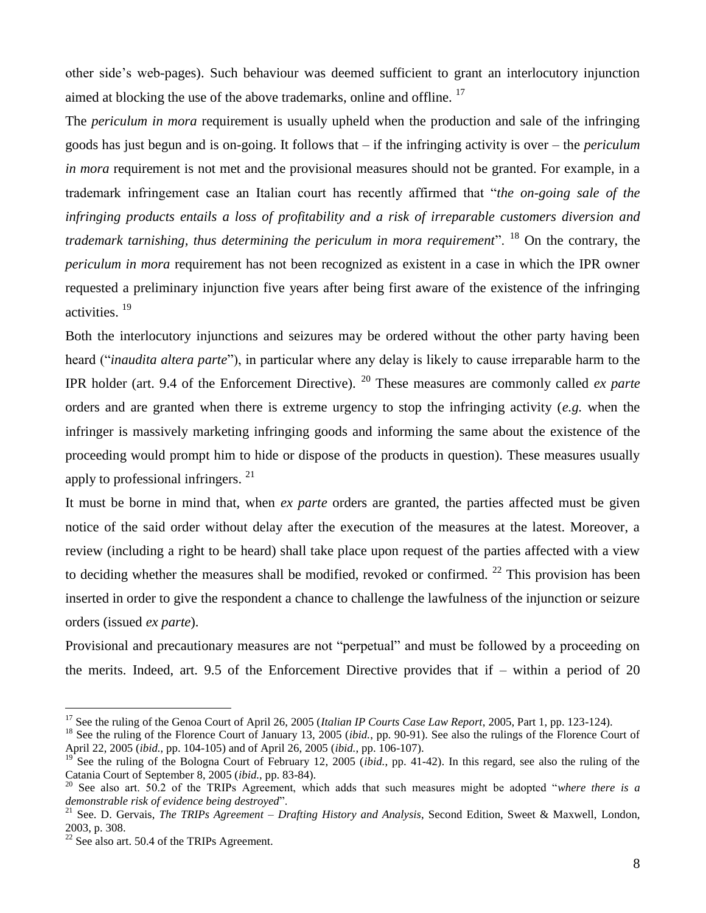other side's web-pages). Such behaviour was deemed sufficient to grant an interlocutory injunction aimed at blocking the use of the above trademarks, online and offline. [17]

The *periculum in mora* requirement is usually upheld when the production and sale of the infringing goods has just begun and is on-going. It follows that – if the infringing activity is over – the *periculum in mora* requirement is not met and the provisional measures should not be granted. For example, in a trademark infringement case an Italian court has recently affirmed that "*the on-going sale of the infringing products entails a loss of profitability and a risk of irreparable customers diversion and trademark tarnishing, thus determining the periculum in mora requirement*". [18] On the contrary, the *periculum in mora* requirement has not been recognized as existent in a case in which the IPR owner requested a preliminary injunction five years after being first aware of the existence of the infringing activities. [19]

Both the interlocutory injunctions and seizures may be ordered without the other party having been heard ("*inaudita altera parte*"), in particular where any delay is likely to cause irreparable harm to the IPR holder (art. 9.4 of the Enforcement Directive). [20] These measures are commonly called *ex parte* orders and are granted when there is extreme urgency to stop the infringing activity (*e.g.* when the infringer is massively marketing infringing goods and informing the same about the existence of the proceeding would prompt him to hide or dispose of the products in question). These measures usually apply to professional infringers. [21]

It must be borne in mind that, when *ex parte* orders are granted, the parties affected must be given notice of the said order without delay after the execution of the measures at the latest. Moreover, a review (including a right to be heard) shall take place upon request of the parties affected with a view to deciding whether the measures shall be modified, revoked or confirmed. [22] This provision has been inserted in order to give the respondent a chance to challenge the lawfulness of the injunction or seizure orders (issued *ex parte*).

Provisional and precautionary measures are not "perpetual" and must be followed by a proceeding on the merits. Indeed, art. 9.5 of the Enforcement Directive provides that if – within a period of 20

---

[17] See the ruling of the Genoa Court of April 26, 2005 (*Italian IP Courts Case Law Report*, 2005, Part 1, pp. 123-124).

[18] See the ruling of the Florence Court of January 13, 2005 (*ibid.*, pp. 90-91). See also the rulings of the Florence Court of April 22, 2005 (*ibid.*, pp. 104-105) and of April 26, 2005 (*ibid.*, pp. 106-107).

[19] See the ruling of the Bologna Court of February 12, 2005 (*ibid.*, pp. 41-42). In this regard, see also the ruling of the Catania Court of September 8, 2005 (*ibid.*, pp. 83-84).

[20] See also art. 50.2 of the TRIPs Agreement, which adds that such measures might be adopted "*where there is a demonstrable risk of evidence being destroyed*".

[21] See. D. Gervais, *The TRIPs Agreement – Drafting History and Analysis*, Second Edition, Sweet & Maxwell, London, 2003, p. 308.

[22] See also art. 50.4 of the TRIPs Agreement.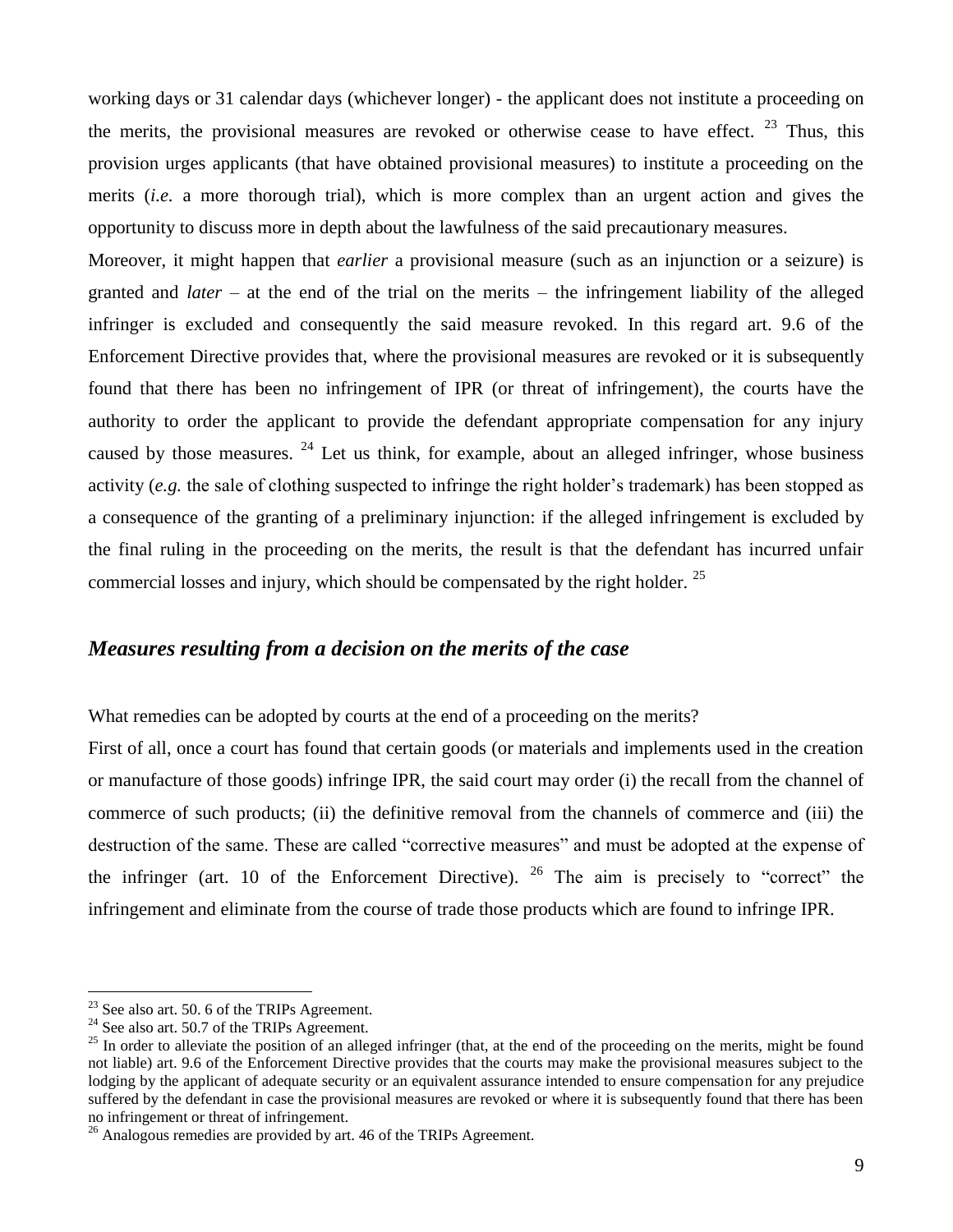working days or 31 calendar days (whichever longer) - the applicant does not institute a proceeding on the merits, the provisional measures are revoked or otherwise cease to have effect. [23] Thus, this provision urges applicants (that have obtained provisional measures) to institute a proceeding on the merits (*i.e.* a more thorough trial), which is more complex than an urgent action and gives the opportunity to discuss more in depth about the lawfulness of the said precautionary measures.

Moreover, it might happen that *earlier* a provisional measure (such as an injunction or a seizure) is granted and *later* – at the end of the trial on the merits – the infringement liability of the alleged infringer is excluded and consequently the said measure revoked. In this regard art. 9.6 of the Enforcement Directive provides that, where the provisional measures are revoked or it is subsequently found that there has been no infringement of IPR (or threat of infringement), the courts have the authority to order the applicant to provide the defendant appropriate compensation for any injury caused by those measures. [24] Let us think, for example, about an alleged infringer, whose business activity (*e.g.* the sale of clothing suspected to infringe the right holder's trademark) has been stopped as a consequence of the granting of a preliminary injunction: if the alleged infringement is excluded by the final ruling in the proceeding on the merits, the result is that the defendant has incurred unfair commercial losses and injury, which should be compensated by the right holder. [25]

## *Measures resulting from a decision on the merits of the case*

What remedies can be adopted by courts at the end of a proceeding on the merits?

First of all, once a court has found that certain goods (or materials and implements used in the creation or manufacture of those goods) infringe IPR, the said court may order (i) the recall from the channel of commerce of such products; (ii) the definitive removal from the channels of commerce and (iii) the destruction of the same. These are called "corrective measures" and must be adopted at the expense of the infringer (art. 10 of the Enforcement Directive). [26] The aim is precisely to "correct" the infringement and eliminate from the course of trade those products which are found to infringe IPR.

---

[23] See also art. 50. 6 of the TRIPs Agreement.

[24] See also art. 50.7 of the TRIPs Agreement.

[25] In order to alleviate the position of an alleged infringer (that, at the end of the proceeding on the merits, might be found not liable) art. 9.6 of the Enforcement Directive provides that the courts may make the provisional measures subject to the lodging by the applicant of adequate security or an equivalent assurance intended to ensure compensation for any prejudice suffered by the defendant in case the provisional measures are revoked or where it is subsequently found that there has been no infringement or threat of infringement.

[26] Analogous remedies are provided by art. 46 of the TRIPs Agreement.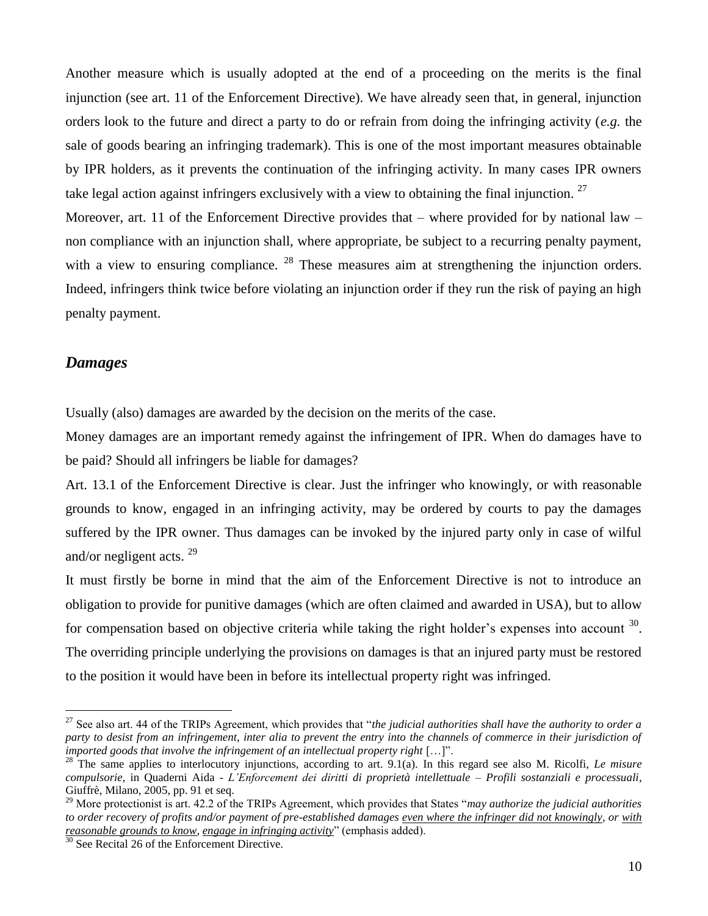Another measure which is usually adopted at the end of a proceeding on the merits is the final injunction (see art. 11 of the Enforcement Directive). We have already seen that, in general, injunction orders look to the future and direct a party to do or refrain from doing the infringing activity (*e.g.* the sale of goods bearing an infringing trademark). This is one of the most important measures obtainable by IPR holders, as it prevents the continuation of the infringing activity. In many cases IPR owners take legal action against infringers exclusively with a view to obtaining the final injunction. [27]

Moreover, art. 11 of the Enforcement Directive provides that – where provided for by national law – non compliance with an injunction shall, where appropriate, be subject to a recurring penalty payment, with a view to ensuring compliance. [28] These measures aim at strengthening the injunction orders. Indeed, infringers think twice before violating an injunction order if they run the risk of paying an high penalty payment.

## *Damages*

Usually (also) damages are awarded by the decision on the merits of the case.

Money damages are an important remedy against the infringement of IPR. When do damages have to be paid? Should all infringers be liable for damages?

Art. 13.1 of the Enforcement Directive is clear. Just the infringer who knowingly, or with reasonable grounds to know, engaged in an infringing activity, may be ordered by courts to pay the damages suffered by the IPR owner. Thus damages can be invoked by the injured party only in case of wilful and/or negligent acts. [29]

It must firstly be borne in mind that the aim of the Enforcement Directive is not to introduce an obligation to provide for punitive damages (which are often claimed and awarded in USA), but to allow for compensation based on objective criteria while taking the right holder's expenses into account [30]. The overriding principle underlying the provisions on damages is that an injured party must be restored to the position it would have been in before its intellectual property right was infringed.

---

[27] See also art. 44 of the TRIPs Agreement, which provides that "*the judicial authorities shall have the authority to order a party to desist from an infringement, inter alia to prevent the entry into the channels of commerce in their jurisdiction of imported goods that involve the infringement of an intellectual property right* […]".

[28] The same applies to interlocutory injunctions, according to art. 9.1(a). In this regard see also M. Ricolfi, *Le misure compulsorie*, in Quaderni Aida - *L'Enforcement dei diritti di proprietà intellettuale – Profili sostanziali e processuali*, Giuffrè, Milano, 2005, pp. 91 et seq.

[29] More protectionist is art. 42.2 of the TRIPs Agreement, which provides that States "*may authorize the judicial authorities to order recovery of profits and/or payment of pre-established damages <u>even where the infringer did not knowingly</u>, or <u>with reasonable grounds to know</u>, <u>engage in infringing activity</u>*" (emphasis added).

[30] See Recital 26 of the Enforcement Directive.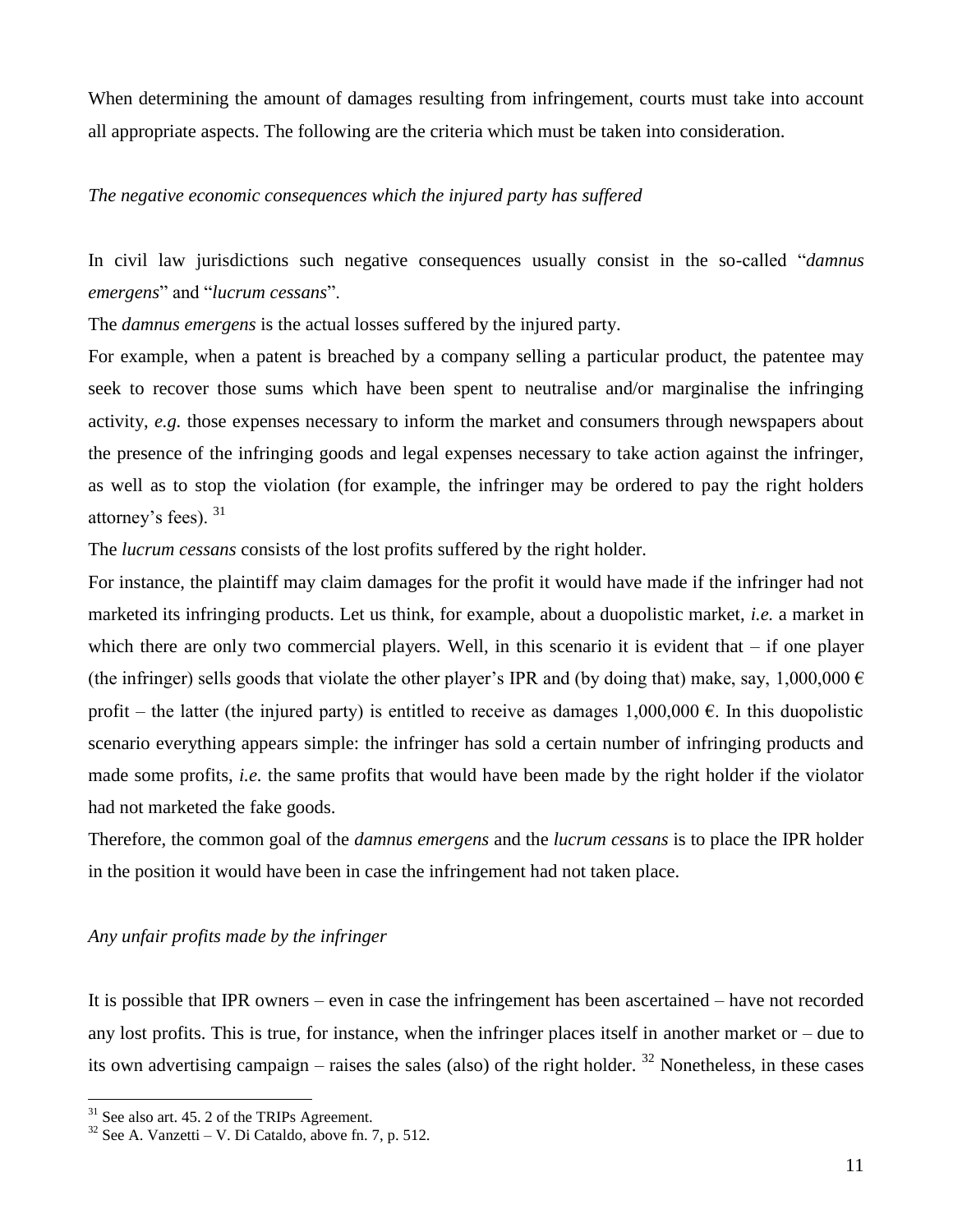When determining the amount of damages resulting from infringement, courts must take into account all appropriate aspects. The following are the criteria which must be taken into consideration.

*The negative economic consequences which the injured party has suffered*

In civil law jurisdictions such negative consequences usually consist in the so-called "*damnus emergens*" and "*lucrum cessans*".

The *damnus emergens* is the actual losses suffered by the injured party.

For example, when a patent is breached by a company selling a particular product, the patentee may seek to recover those sums which have been spent to neutralise and/or marginalise the infringing activity, *e.g.* those expenses necessary to inform the market and consumers through newspapers about the presence of the infringing goods and legal expenses necessary to take action against the infringer, as well as to stop the violation (for example, the infringer may be ordered to pay the right holders attorney's fees). [31]

The *lucrum cessans* consists of the lost profits suffered by the right holder.

For instance, the plaintiff may claim damages for the profit it would have made if the infringer had not marketed its infringing products. Let us think, for example, about a duopolistic market, *i.e.* a market in which there are only two commercial players. Well, in this scenario it is evident that – if one player (the infringer) sells goods that violate the other player's IPR and (by doing that) make, say, 1,000,000 € profit – the latter (the injured party) is entitled to receive as damages 1,000,000 €. In this duopolistic scenario everything appears simple: the infringer has sold a certain number of infringing products and made some profits, *i.e.* the same profits that would have been made by the right holder if the violator had not marketed the fake goods.

Therefore, the common goal of the *damnus emergens* and the *lucrum cessans* is to place the IPR holder in the position it would have been in case the infringement had not taken place.

*Any unfair profits made by the infringer*

It is possible that IPR owners – even in case the infringement has been ascertained – have not recorded any lost profits. This is true, for instance, when the infringer places itself in another market or – due to its own advertising campaign – raises the sales (also) of the right holder. [32] Nonetheless, in these cases

---

[31] See also art. 45. 2 of the TRIPs Agreement.

[32] See A. Vanzetti – V. Di Cataldo, above fn. 7, p. 512.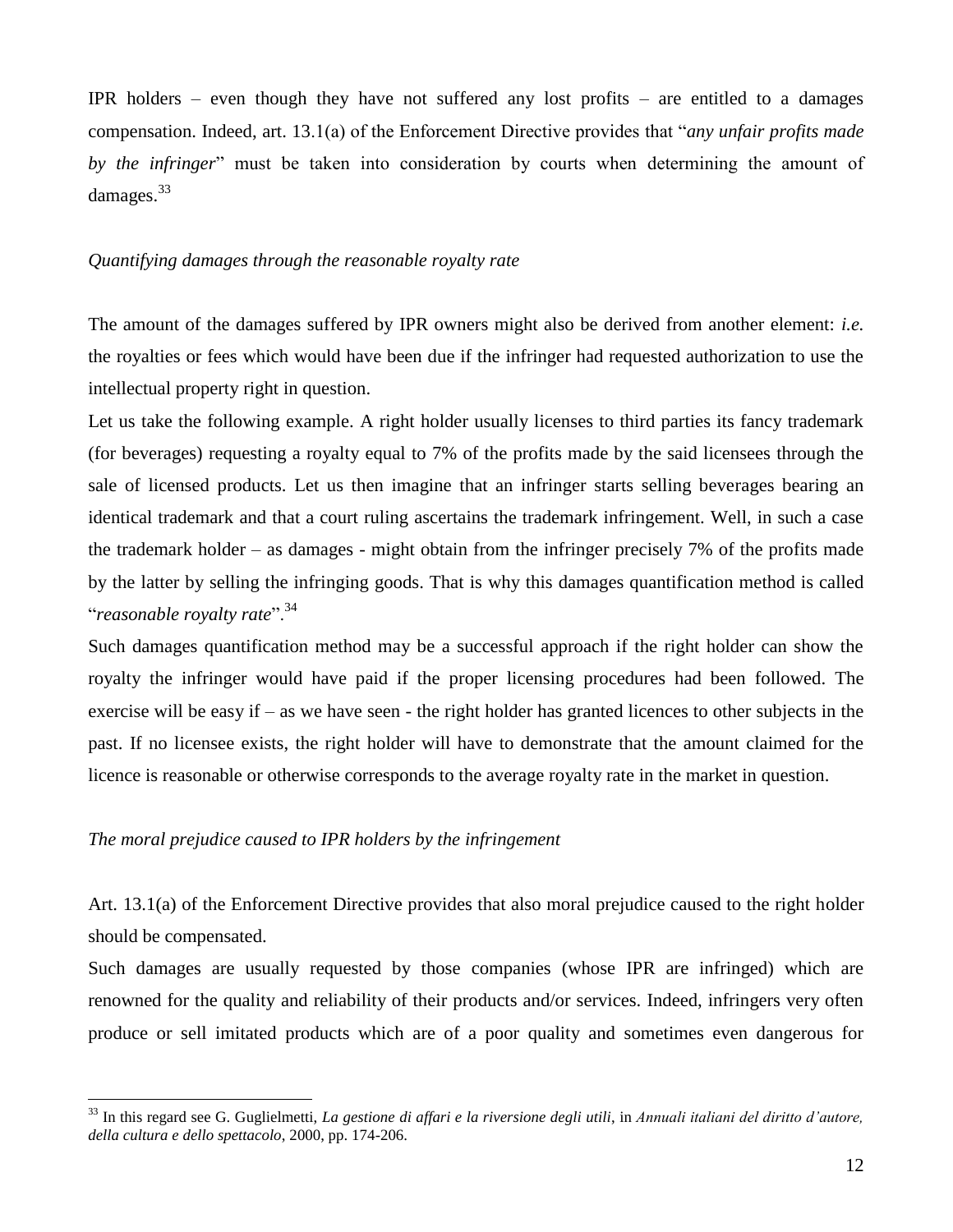IPR holders – even though they have not suffered any lost profits – are entitled to a damages compensation. Indeed, art. 13.1(a) of the Enforcement Directive provides that "*any unfair profits made by the infringer*" must be taken into consideration by courts when determining the amount of damages.[33]

*Quantifying damages through the reasonable royalty rate*

The amount of the damages suffered by IPR owners might also be derived from another element: *i.e.* the royalties or fees which would have been due if the infringer had requested authorization to use the intellectual property right in question.

Let us take the following example. A right holder usually licenses to third parties its fancy trademark (for beverages) requesting a royalty equal to 7% of the profits made by the said licensees through the sale of licensed products. Let us then imagine that an infringer starts selling beverages bearing an identical trademark and that a court ruling ascertains the trademark infringement. Well, in such a case the trademark holder – as damages - might obtain from the infringer precisely 7% of the profits made by the latter by selling the infringing goods. That is why this damages quantification method is called "*reasonable royalty rate*".[34]

Such damages quantification method may be a successful approach if the right holder can show the royalty the infringer would have paid if the proper licensing procedures had been followed. The exercise will be easy if – as we have seen - the right holder has granted licences to other subjects in the past. If no licensee exists, the right holder will have to demonstrate that the amount claimed for the licence is reasonable or otherwise corresponds to the average royalty rate in the market in question.

*The moral prejudice caused to IPR holders by the infringement*

Art. 13.1(a) of the Enforcement Directive provides that also moral prejudice caused to the right holder should be compensated.

Such damages are usually requested by those companies (whose IPR are infringed) which are renowned for the quality and reliability of their products and/or services. Indeed, infringers very often produce or sell imitated products which are of a poor quality and sometimes even dangerous for

---

[33] In this regard see G. Guglielmetti, *La gestione di affari e la riversione degli utili*, in *Annuali italiani del diritto d'autore, della cultura e dello spettacolo*, 2000, pp. 174-206.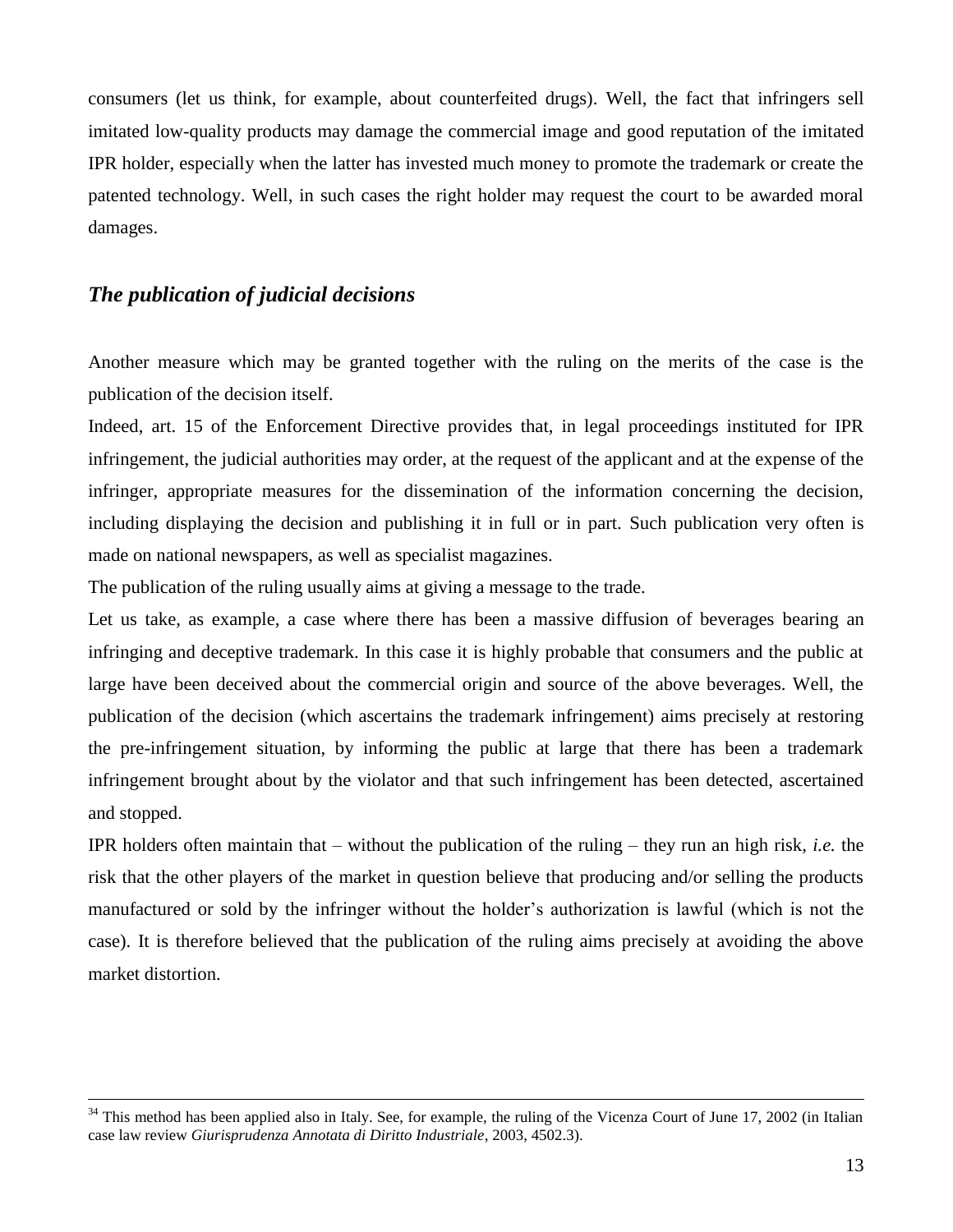consumers (let us think, for example, about counterfeited drugs). Well, the fact that infringers sell imitated low-quality products may damage the commercial image and good reputation of the imitated IPR holder, especially when the latter has invested much money to promote the trademark or create the patented technology. Well, in such cases the right holder may request the court to be awarded moral damages.

## *The publication of judicial decisions*

Another measure which may be granted together with the ruling on the merits of the case is the publication of the decision itself.

Indeed, art. 15 of the Enforcement Directive provides that, in legal proceedings instituted for IPR infringement, the judicial authorities may order, at the request of the applicant and at the expense of the infringer, appropriate measures for the dissemination of the information concerning the decision, including displaying the decision and publishing it in full or in part. Such publication very often is made on national newspapers, as well as specialist magazines.

The publication of the ruling usually aims at giving a message to the trade.

Let us take, as example, a case where there has been a massive diffusion of beverages bearing an infringing and deceptive trademark. In this case it is highly probable that consumers and the public at large have been deceived about the commercial origin and source of the above beverages. Well, the publication of the decision (which ascertains the trademark infringement) aims precisely at restoring the pre-infringement situation, by informing the public at large that there has been a trademark infringement brought about by the violator and that such infringement has been detected, ascertained and stopped.

IPR holders often maintain that – without the publication of the ruling – they run an high risk, *i.e.* the risk that the other players of the market in question believe that producing and/or selling the products manufactured or sold by the infringer without the holder's authorization is lawful (which is not the case). It is therefore believed that the publication of the ruling aims precisely at avoiding the above market distortion.

---

[34] This method has been applied also in Italy. See, for example, the ruling of the Vicenza Court of June 17, 2002 (in Italian case law review *Giurisprudenza Annotata di Diritto Industriale*, 2003, 4502.3).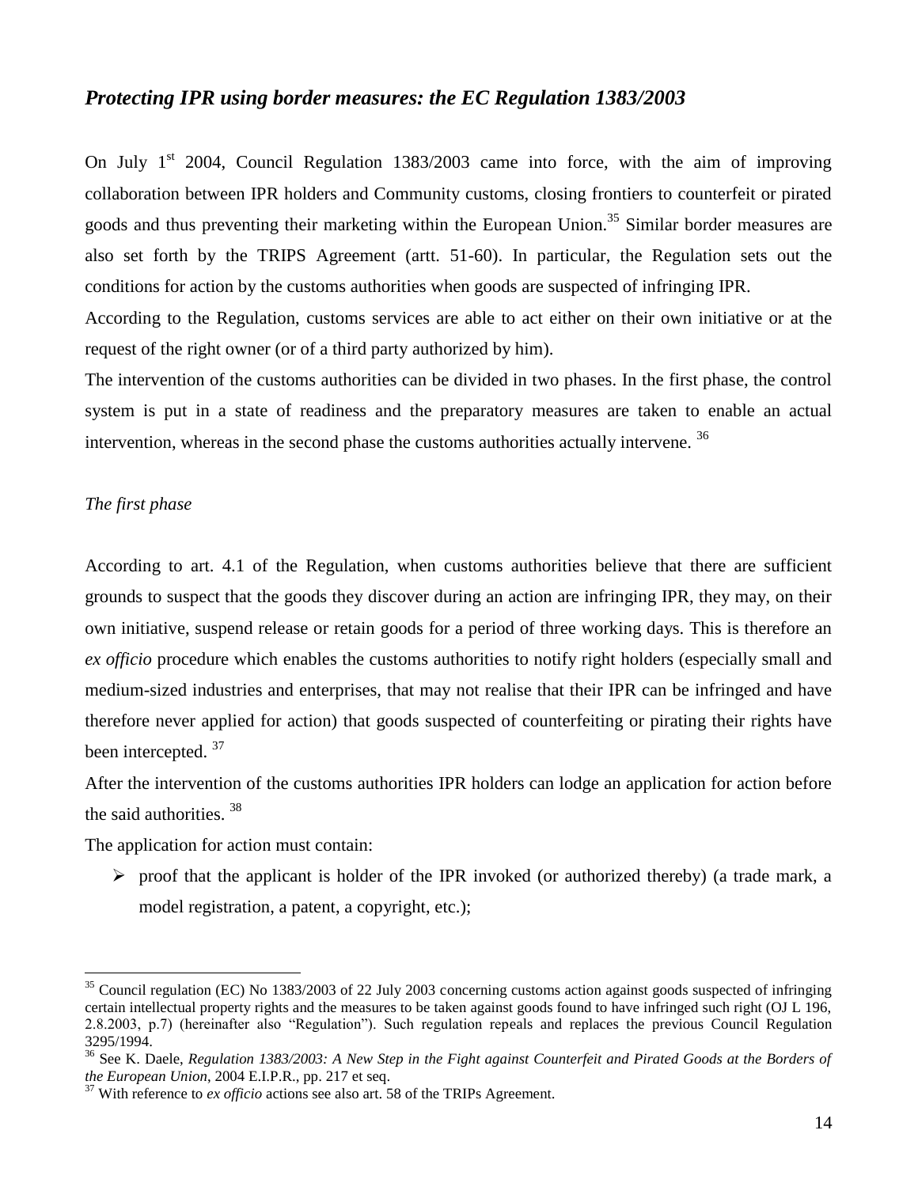## *Protecting IPR using border measures: the EC Regulation 1383/2003*

On July 1st 2004, Council Regulation 1383/2003 came into force, with the aim of improving collaboration between IPR holders and Community customs, closing frontiers to counterfeit or pirated goods and thus preventing their marketing within the European Union.[35] Similar border measures are also set forth by the TRIPS Agreement (artt. 51-60). In particular, the Regulation sets out the conditions for action by the customs authorities when goods are suspected of infringing IPR.

According to the Regulation, customs services are able to act either on their own initiative or at the request of the right owner (or of a third party authorized by him).

The intervention of the customs authorities can be divided in two phases. In the first phase, the control system is put in a state of readiness and the preparatory measures are taken to enable an actual intervention, whereas in the second phase the customs authorities actually intervene. [36]

### *The first phase*

According to art. 4.1 of the Regulation, when customs authorities believe that there are sufficient grounds to suspect that the goods they discover during an action are infringing IPR, they may, on their own initiative, suspend release or retain goods for a period of three working days. This is therefore an *ex officio* procedure which enables the customs authorities to notify right holders (especially small and medium-sized industries and enterprises, that may not realise that their IPR can be infringed and have therefore never applied for action) that goods suspected of counterfeiting or pirating their rights have been intercepted. [37]

After the intervention of the customs authorities IPR holders can lodge an application for action before the said authorities. [38]

The application for action must contain:

- proof that the applicant is holder of the IPR invoked (or authorized thereby) (a trade mark, a model registration, a patent, a copyright, etc.);

---

[35] Council regulation (EC) No 1383/2003 of 22 July 2003 concerning customs action against goods suspected of infringing certain intellectual property rights and the measures to be taken against goods found to have infringed such right (OJ L 196, 2.8.2003, p.7) (hereinafter also "Regulation"). Such regulation repeals and replaces the previous Council Regulation 3295/1994.

[36] See K. Daele, *Regulation 1383/2003: A New Step in the Fight against Counterfeit and Pirated Goods at the Borders of the European Union*, 2004 E.I.P.R., pp. 217 et seq.

[37] With reference to *ex officio* actions see also art. 58 of the TRIPs Agreement.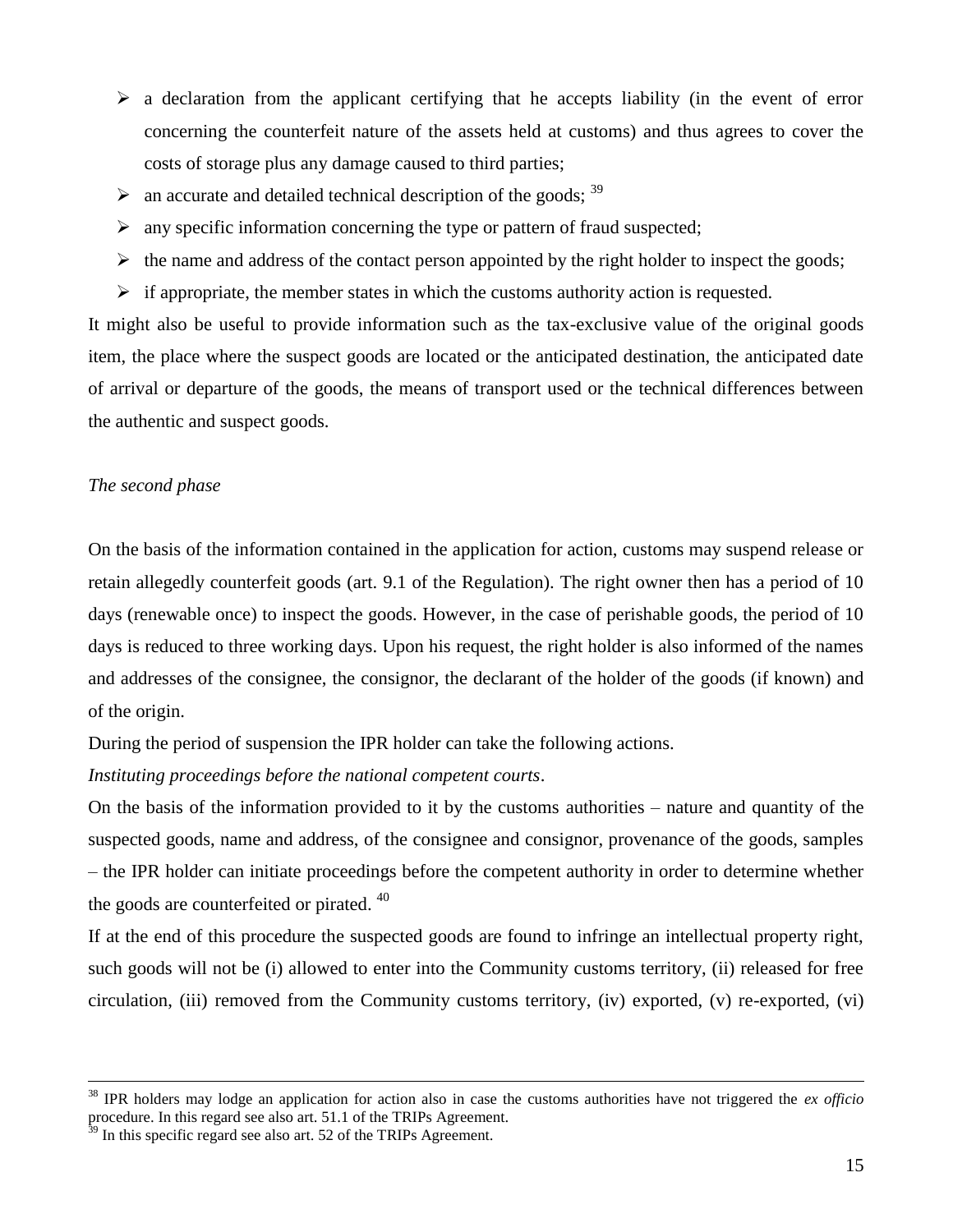- a declaration from the applicant certifying that he accepts liability (in the event of error concerning the counterfeit nature of the assets held at customs) and thus agrees to cover the costs of storage plus any damage caused to third parties;
- an accurate and detailed technical description of the goods; [39]
- any specific information concerning the type or pattern of fraud suspected;
- the name and address of the contact person appointed by the right holder to inspect the goods;
- if appropriate, the member states in which the customs authority action is requested.

It might also be useful to provide information such as the tax-exclusive value of the original goods item, the place where the suspect goods are located or the anticipated destination, the anticipated date of arrival or departure of the goods, the means of transport used or the technical differences between the authentic and suspect goods.

*The second phase*

On the basis of the information contained in the application for action, customs may suspend release or retain allegedly counterfeit goods (art. 9.1 of the Regulation). The right owner then has a period of 10 days (renewable once) to inspect the goods. However, in the case of perishable goods, the period of 10 days is reduced to three working days. Upon his request, the right holder is also informed of the names and addresses of the consignee, the consignor, the declarant of the holder of the goods (if known) and of the origin.

During the period of suspension the IPR holder can take the following actions.

*Instituting proceedings before the national competent courts*.

On the basis of the information provided to it by the customs authorities – nature and quantity of the suspected goods, name and address, of the consignee and consignor, provenance of the goods, samples – the IPR holder can initiate proceedings before the competent authority in order to determine whether the goods are counterfeited or pirated. [40]

If at the end of this procedure the suspected goods are found to infringe an intellectual property right, such goods will not be (i) allowed to enter into the Community customs territory, (ii) released for free circulation, (iii) removed from the Community customs territory, (iv) exported, (v) re-exported, (vi)

---

[38] IPR holders may lodge an application for action also in case the customs authorities have not triggered the *ex officio* procedure. In this regard see also art. 51.1 of the TRIPs Agreement.

[39] In this specific regard see also art. 52 of the TRIPs Agreement.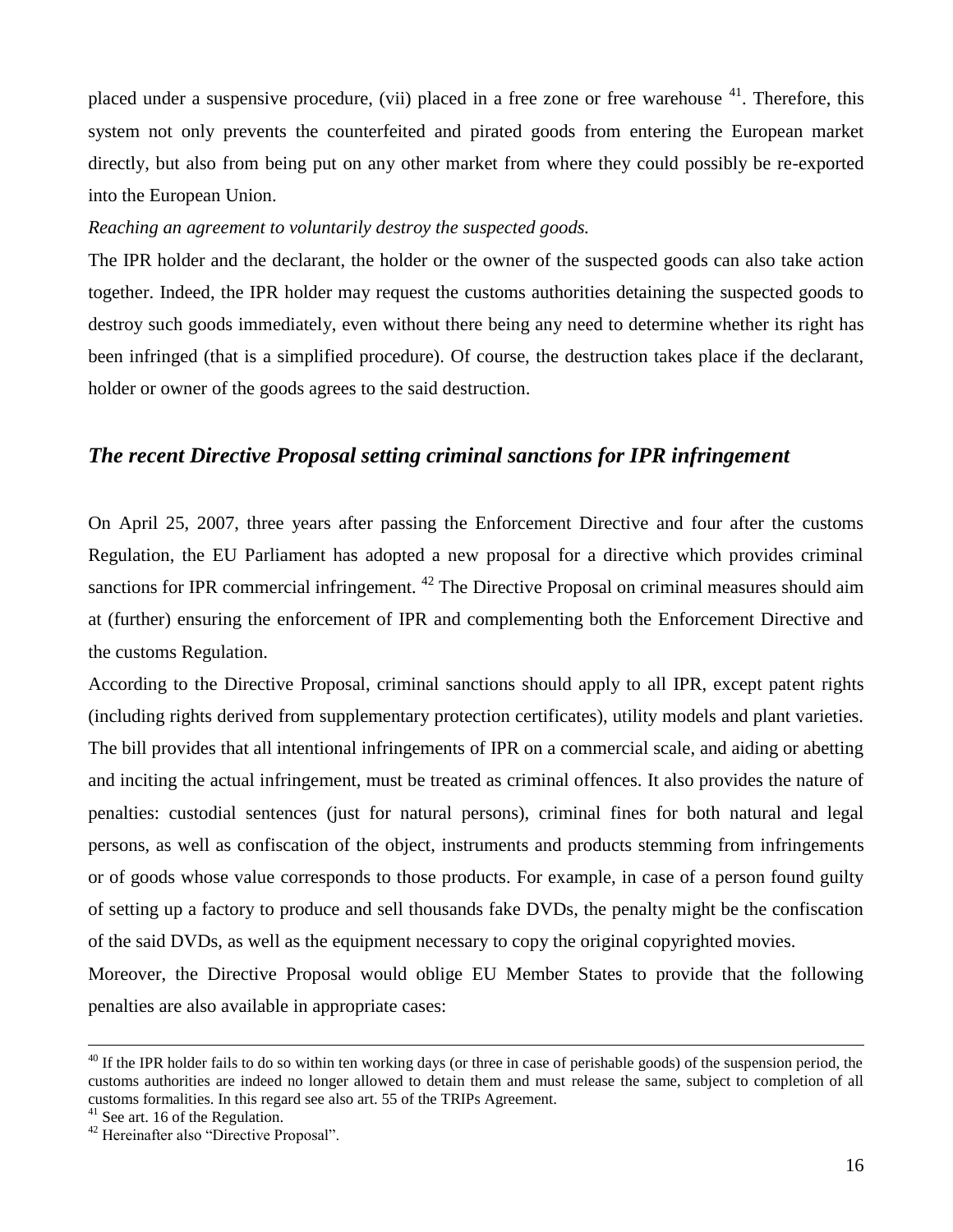placed under a suspensive procedure, (vii) placed in a free zone or free warehouse [41]. Therefore, this system not only prevents the counterfeited and pirated goods from entering the European market directly, but also from being put on any other market from where they could possibly be re-exported into the European Union.

*Reaching an agreement to voluntarily destroy the suspected goods.*

The IPR holder and the declarant, the holder or the owner of the suspected goods can also take action together. Indeed, the IPR holder may request the customs authorities detaining the suspected goods to destroy such goods immediately, even without there being any need to determine whether its right has been infringed (that is a simplified procedure). Of course, the destruction takes place if the declarant, holder or owner of the goods agrees to the said destruction.

## *The recent Directive Proposal setting criminal sanctions for IPR infringement*

On April 25, 2007, three years after passing the Enforcement Directive and four after the customs Regulation, the EU Parliament has adopted a new proposal for a directive which provides criminal sanctions for IPR commercial infringement. [42] The Directive Proposal on criminal measures should aim at (further) ensuring the enforcement of IPR and complementing both the Enforcement Directive and the customs Regulation.

According to the Directive Proposal, criminal sanctions should apply to all IPR, except patent rights (including rights derived from supplementary protection certificates), utility models and plant varieties. The bill provides that all intentional infringements of IPR on a commercial scale, and aiding or abetting and inciting the actual infringement, must be treated as criminal offences. It also provides the nature of penalties: custodial sentences (just for natural persons), criminal fines for both natural and legal persons, as well as confiscation of the object, instruments and products stemming from infringements or of goods whose value corresponds to those products. For example, in case of a person found guilty of setting up a factory to produce and sell thousands fake DVDs, the penalty might be the confiscation of the said DVDs, as well as the equipment necessary to copy the original copyrighted movies.

Moreover, the Directive Proposal would oblige EU Member States to provide that the following penalties are also available in appropriate cases:

---

[40] If the IPR holder fails to do so within ten working days (or three in case of perishable goods) of the suspension period, the customs authorities are indeed no longer allowed to detain them and must release the same, subject to completion of all customs formalities. In this regard see also art. 55 of the TRIPs Agreement.

[41] See art. 16 of the Regulation.

[42] Hereinafter also "Directive Proposal".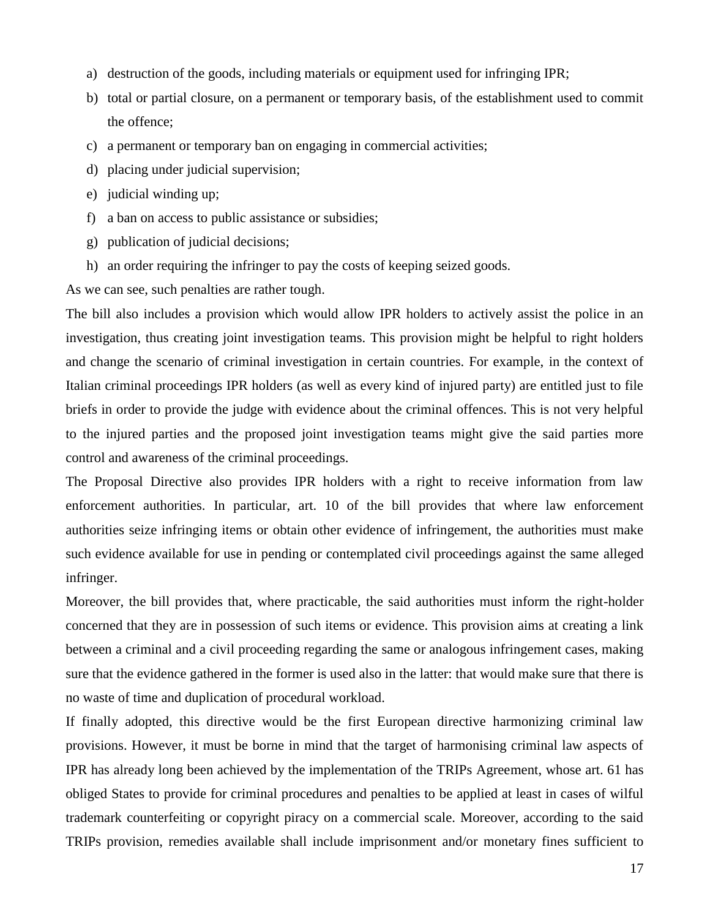a) destruction of the goods, including materials or equipment used for infringing IPR;
b) total or partial closure, on a permanent or temporary basis, of the establishment used to commit the offence;
c) a permanent or temporary ban on engaging in commercial activities;
d) placing under judicial supervision;
e) judicial winding up;
f) a ban on access to public assistance or subsidies;
g) publication of judicial decisions;
h) an order requiring the infringer to pay the costs of keeping seized goods.

As we can see, such penalties are rather tough.

The bill also includes a provision which would allow IPR holders to actively assist the police in an investigation, thus creating joint investigation teams. This provision might be helpful to right holders and change the scenario of criminal investigation in certain countries. For example, in the context of Italian criminal proceedings IPR holders (as well as every kind of injured party) are entitled just to file briefs in order to provide the judge with evidence about the criminal offences. This is not very helpful to the injured parties and the proposed joint investigation teams might give the said parties more control and awareness of the criminal proceedings.

The Proposal Directive also provides IPR holders with a right to receive information from law enforcement authorities. In particular, art. 10 of the bill provides that where law enforcement authorities seize infringing items or obtain other evidence of infringement, the authorities must make such evidence available for use in pending or contemplated civil proceedings against the same alleged infringer.

Moreover, the bill provides that, where practicable, the said authorities must inform the right-holder concerned that they are in possession of such items or evidence. This provision aims at creating a link between a criminal and a civil proceeding regarding the same or analogous infringement cases, making sure that the evidence gathered in the former is used also in the latter: that would make sure that there is no waste of time and duplication of procedural workload.

If finally adopted, this directive would be the first European directive harmonizing criminal law provisions. However, it must be borne in mind that the target of harmonising criminal law aspects of IPR has already long been achieved by the implementation of the TRIPs Agreement, whose art. 61 has obliged States to provide for criminal procedures and penalties to be applied at least in cases of wilful trademark counterfeiting or copyright piracy on a commercial scale. Moreover, according to the said TRIPs provision, remedies available shall include imprisonment and/or monetary fines sufficient to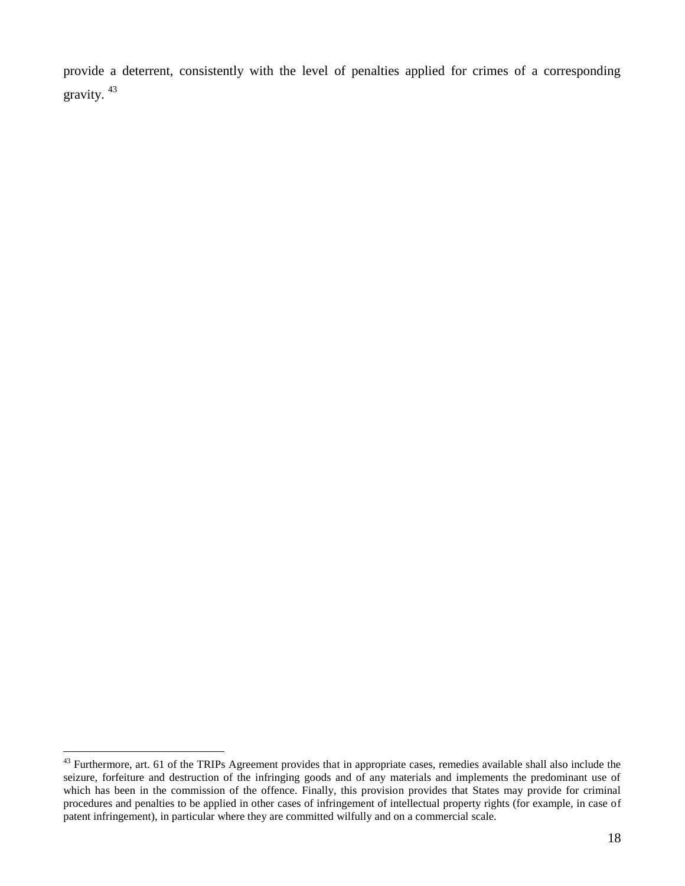provide a deterrent, consistently with the level of penalties applied for crimes of a corresponding gravity. [43]

---

[43] Furthermore, art. 61 of the TRIPs Agreement provides that in appropriate cases, remedies available shall also include the seizure, forfeiture and destruction of the infringing goods and of any materials and implements the predominant use of which has been in the commission of the offence. Finally, this provision provides that States may provide for criminal procedures and penalties to be applied in other cases of infringement of intellectual property rights (for example, in case of patent infringement), in particular where they are committed wilfully and on a commercial scale.